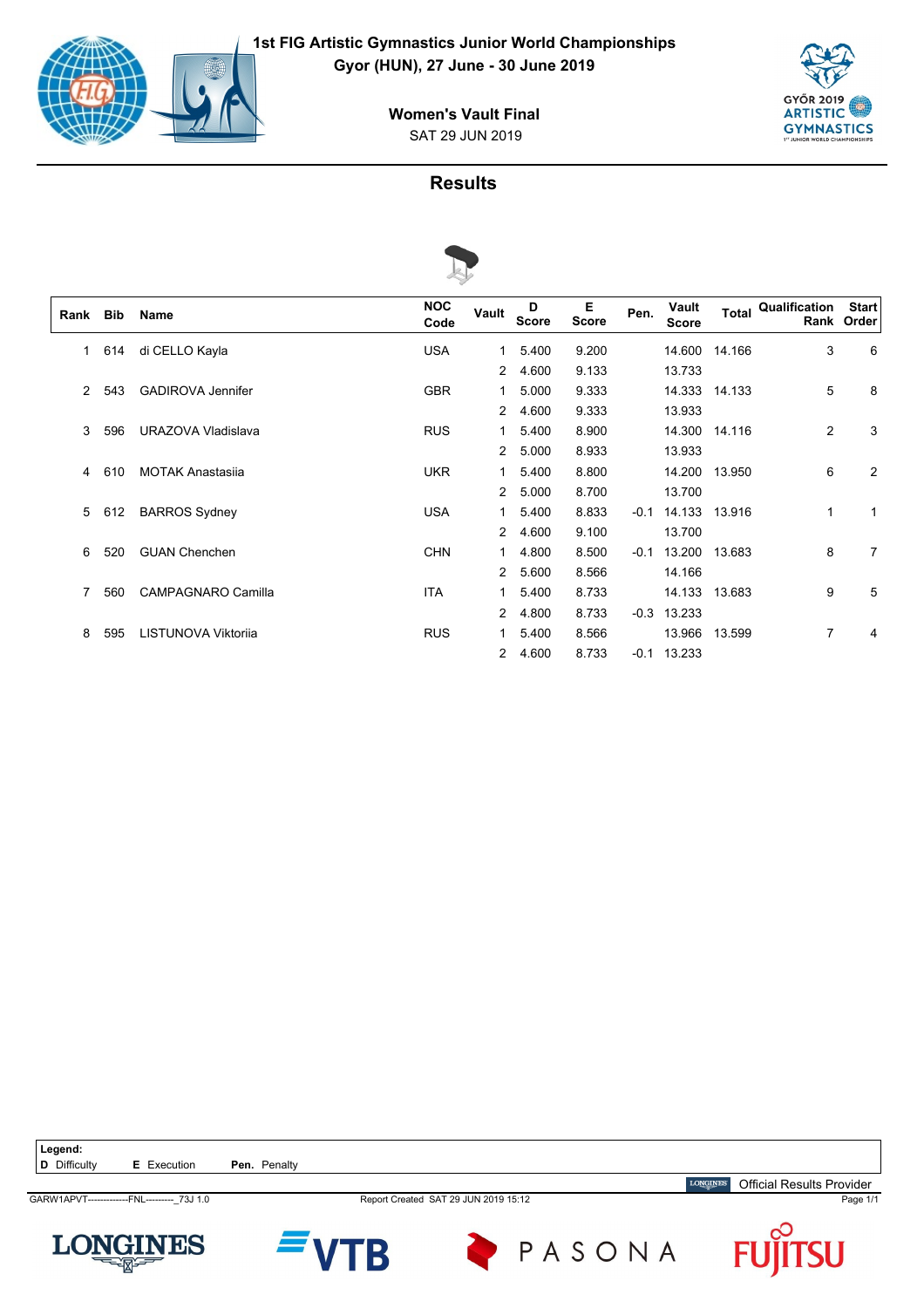# 1st FIG Artistic Gymnastics Junior World Championships

**Gyor (HUN), 27 June - 30 June 2019**

## Women's Vault Final

SAT 29 JUN 2019

## Results

| Rank | Bib | Name | NOC Code | Vault | D Score | E Score | Pen. | Vault Score | Total | Qualification Rank | Start Order |
|---|---|---|---|---|---|---|---|---|---|---|---|
| 1 | 614 | di CELLO Kayla | USA | 1 | 5.400 | 9.200 | | 14.600 | 14.166 | 3 | 6 |
| | | | | 2 | 4.600 | 9.133 | | 13.733 | | | |
| 2 | 543 | GADIROVA Jennifer | GBR | 1 | 5.000 | 9.333 | | 14.333 | 14.133 | 5 | 8 |
| | | | | 2 | 4.600 | 9.333 | | 13.933 | | | |
| 3 | 596 | URAZOVA Vladislava | RUS | 1 | 5.400 | 8.900 | | 14.300 | 14.116 | 2 | 3 |
| | | | | 2 | 5.000 | 8.933 | | 13.933 | | | |
| 4 | 610 | MOTAK Anastasiia | UKR | 1 | 5.400 | 8.800 | | 14.200 | 13.950 | 6 | 2 |
| | | | | 2 | 5.000 | 8.700 | | 13.700 | | | |
| 5 | 612 | BARROS Sydney | USA | 1 | 5.400 | 8.833 | -0.1 | 14.133 | 13.916 | 1 | 1 |
| | | | | 2 | 4.600 | 9.100 | | 13.700 | | | |
| 6 | 520 | GUAN Chenchen | CHN | 1 | 4.800 | 8.500 | -0.1 | 13.200 | 13.683 | 8 | 7 |
| | | | | 2 | 5.600 | 8.566 | | 14.166 | | | |
| 7 | 560 | CAMPAGNARO Camilla | ITA | 1 | 5.400 | 8.733 | | 14.133 | 13.683 | 9 | 5 |
| | | | | 2 | 4.800 | 8.733 | -0.3 | 13.233 | | | |
| 8 | 595 | LISTUNOVA Viktoriia | RUS | 1 | 5.400 | 8.566 | | 13.966 | 13.599 | 7 | 4 |
| | | | | 2 | 4.600 | 8.733 | -0.1 | 13.233 | | | |

**Legend:**
**D** Difficulty **E** Execution **Pen.** Penalty

Official Results Provider

GARW1APVT-------------FNL---------_73J 1.0 Report Created SAT 29 JUN 2019 15:12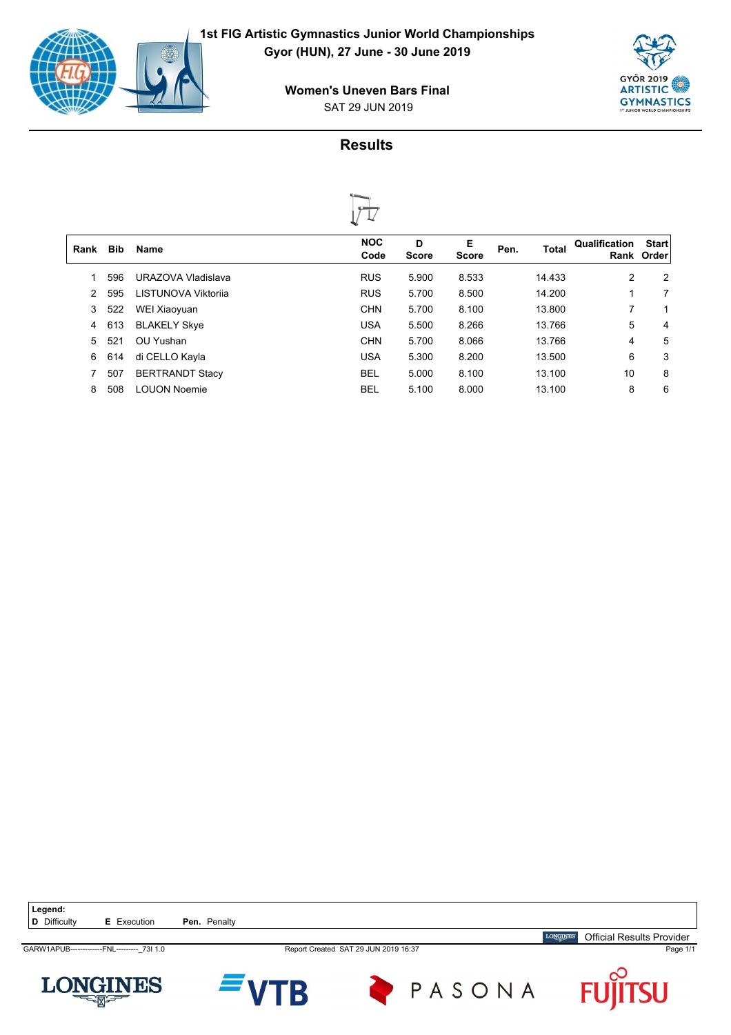# 1st FIG Artistic Gymnastics Junior World Championships

**Gyor (HUN), 27 June - 30 June 2019**

**Women's Uneven Bars Final**

SAT 29 JUN 2019

## Results

| Rank | Bib | Name | NOC Code | D Score | E Score | Pen. | Total | Qualification Rank | Start Order |
|---|---|---|---|---|---|---|---|---|---|
| 1 | 596 | URAZOVA Vladislava | RUS | 5.900 | 8.533 | | 14.433 | 2 | 2 |
| 2 | 595 | LISTUNOVA Viktoriia | RUS | 5.700 | 8.500 | | 14.200 | 1 | 7 |
| 3 | 522 | WEI Xiaoyuan | CHN | 5.700 | 8.100 | | 13.800 | 7 | 1 |
| 4 | 613 | BLAKELY Skye | USA | 5.500 | 8.266 | | 13.766 | 5 | 4 |
| 5 | 521 | OU Yushan | CHN | 5.700 | 8.066 | | 13.766 | 4 | 5 |
| 6 | 614 | di CELLO Kayla | USA | 5.300 | 8.200 | | 13.500 | 6 | 3 |
| 7 | 507 | BERTRANDT Stacy | BEL | 5.000 | 8.100 | | 13.100 | 10 | 8 |
| 8 | 508 | LOUON Noemie | BEL | 5.100 | 8.000 | | 13.100 | 8 | 6 |

**Legend:**
**D** Difficulty **E** Execution **Pen.** Penalty

GARW1APUB-------------FNL---------_73I 1.0 Report Created SAT 29 JUN 2019 16:37

LONGINES Official Results Provider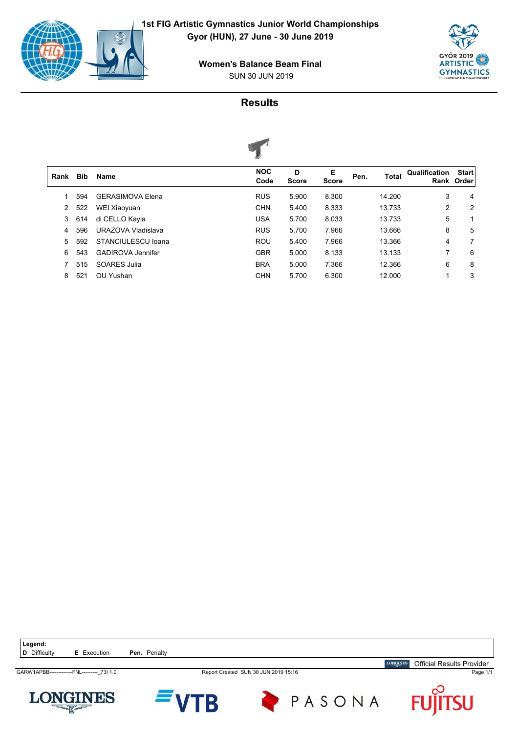# 1st FIG Artistic Gymnastics Junior World Championships

**Gyor (HUN), 27 June - 30 June 2019**

## Women's Balance Beam Final

SUN 30 JUN 2019

## Results

| Rank | Bib | Name | NOC Code | D Score | E Score | Pen. | Total | Qualification Rank | Start Order |
|---|---|---|---|---|---|---|---|---|---|
| 1 | 594 | GERASIMOVA Elena | RUS | 5.900 | 8.300 | | 14.200 | 3 | 4 |
| 2 | 522 | WEI Xiaoyuan | CHN | 5.400 | 8.333 | | 13.733 | 2 | 2 |
| 3 | 614 | di CELLO Kayla | USA | 5.700 | 8.033 | | 13.733 | 5 | 1 |
| 4 | 596 | URAZOVA Vladislava | RUS | 5.700 | 7.966 | | 13.666 | 8 | 5 |
| 5 | 592 | STANCIULESCU Ioana | ROU | 5.400 | 7.966 | | 13.366 | 4 | 7 |
| 6 | 543 | GADIROVA Jennifer | GBR | 5.000 | 8.133 | | 13.133 | 7 | 6 |
| 7 | 515 | SOARES Julia | BRA | 5.000 | 7.366 | | 12.366 | 6 | 8 |
| 8 | 521 | OU Yushan | CHN | 5.700 | 6.300 | | 12.000 | 1 | 3 |

**Legend:**
**D** Difficulty **E** Execution **Pen.** Penalty

Official Results Provider

GARW1APBB-------------FNL---------_73I 1.0 Report Created SUN 30 JUN 2019 15:16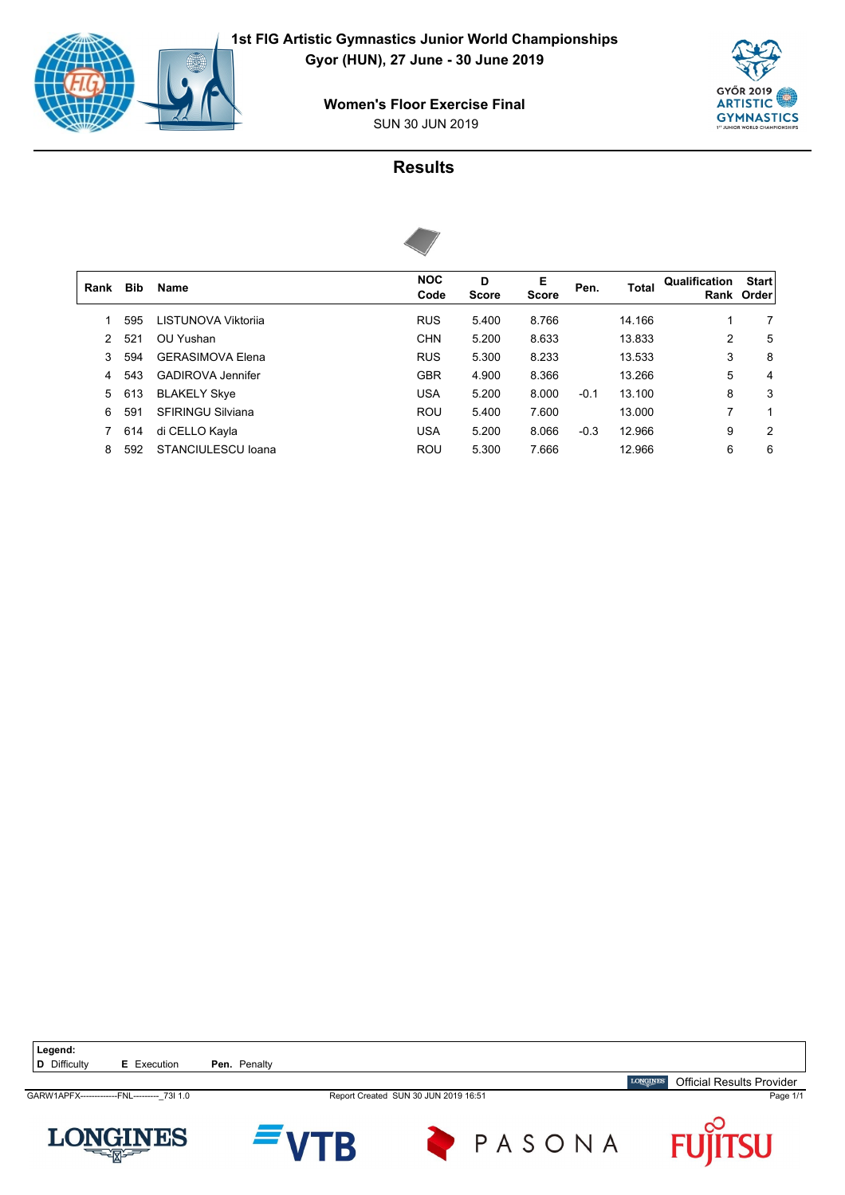# 1st FIG Artistic Gymnastics Junior World Championships

**Gyor (HUN), 27 June - 30 June 2019**

**Women's Floor Exercise Final**

SUN 30 JUN 2019

## Results

| Rank | Bib | Name | NOC Code | D Score | E Score | Pen. | Total | Qualification Rank | Start Order |
|---|---|---|---|---|---|---|---|---|---|
| 1 | 595 | LISTUNOVA Viktoriia | RUS | 5.400 | 8.766 | | 14.166 | 1 | 7 |
| 2 | 521 | OU Yushan | CHN | 5.200 | 8.633 | | 13.833 | 2 | 5 |
| 3 | 594 | GERASIMOVA Elena | RUS | 5.300 | 8.233 | | 13.533 | 3 | 8 |
| 4 | 543 | GADIROVA Jennifer | GBR | 4.900 | 8.366 | | 13.266 | 5 | 4 |
| 5 | 613 | BLAKELY Skye | USA | 5.200 | 8.000 | -0.1 | 13.100 | 8 | 3 |
| 6 | 591 | SFIRINGU Silviana | ROU | 5.400 | 7.600 | | 13.000 | 7 | 1 |
| 7 | 614 | di CELLO Kayla | USA | 5.200 | 8.066 | -0.3 | 12.966 | 9 | 2 |
| 8 | 592 | STANCIULESCU Ioana | ROU | 5.300 | 7.666 | | 12.966 | 6 | 6 |

**Legend:**
**D** Difficulty **E** Execution **Pen.** Penalty

Official Results Provider

GARW1APFX-------------FNL---------_73I 1.0 Report Created SUN 30 JUN 2019 16:51